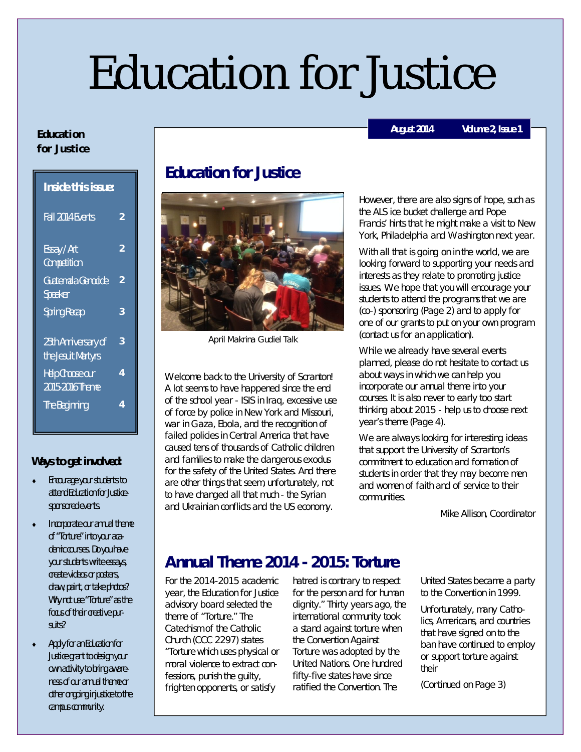# Education for Justice

**Education for Justice**

**August 2014 Volume 2, Issue 1**

**Inside this issue:**

| | |
|---|---|
| Fall 2014 Events | 2 |
| Essay / Art Competition | 2 |
| Guatemala Genocide Speaker | 2 |
| Spring Recap | 3 |
| 25th Anniversary of the Jesuit Martyrs | 3 |
| Help Choose our 2015-2016 Theme | 4 |
| The Beginning | 4 |

**Ways to get involved:**

- Encourage your students to attend Education for Justice-sponsored events.
- Incorporate our annual theme of "Torture" into your academic courses. Do you have your students write essays, create videos or posters, draw, paint, or take photos? Why not use "Torture" as the focus of their creative pursuits?
- Apply for an Education for Justice grant to design your own activity to bring awareness of our annual theme or other ongoing injustice to the campus community.

## Education for Justice

April Makrina Gudiel Talk

Welcome back to the University of Scranton! A lot seems to have happened since the end of the school year - ISIS in Iraq, excessive use of force by police in New York and Missouri, war in Gaza, Ebola, and the recognition of failed policies in Central America that have caused tens of thousands of Catholic children and families to make the dangerous exodus for the safety of the United States. And there are other things that seem, unfortunately, not to have changed all that much - the Syrian and Ukrainian conflicts and the US economy.

However, there are also signs of hope, such as the ALS ice bucket challenge and Pope Francis' hints that he might make a visit to New York, Philadelphia and Washington next year.

With all that is going on in the world, we are looking forward to supporting your needs and interests as they relate to promoting justice issues. We hope that you will encourage your students to attend the programs that we are (co-) sponsoring (Page 2) and to apply for one of our grants to put on your own program (contact us for an application).

While we already have several events planned, please do not hesitate to contact us about ways in which we can help you incorporate our annual theme into your courses. It is also never to early too start thinking about 2015 - help us to choose next year's theme (Page 4).

We are always looking for interesting ideas that support the University of Scranton's commitment to education and formation of students in order that they may become men and women of faith and of service to their communities.

Mike Allison, Coordinator

## Annual Theme 2014 - 2015: Torture

For the 2014-2015 academic year, the Education for Justice advisory board selected the theme of "Torture." The Catechism of the Catholic Church (CCC 2297) states "Torture which uses physical or moral violence to extract confessions, punish the guilty, frighten opponents, or satisfy hatred is contrary to respect for the person and for human dignity." Thirty years ago, the international community took a stand against torture when the Convention Against Torture was adopted by the United Nations. One hundred fifty-five states have since ratified the Convention. The United States became a party to the Convention in 1999.

Unfortunately, many Catholics, Americans, and countries that have signed on to the ban have continued to employ or support torture against their

(Continued on Page 3)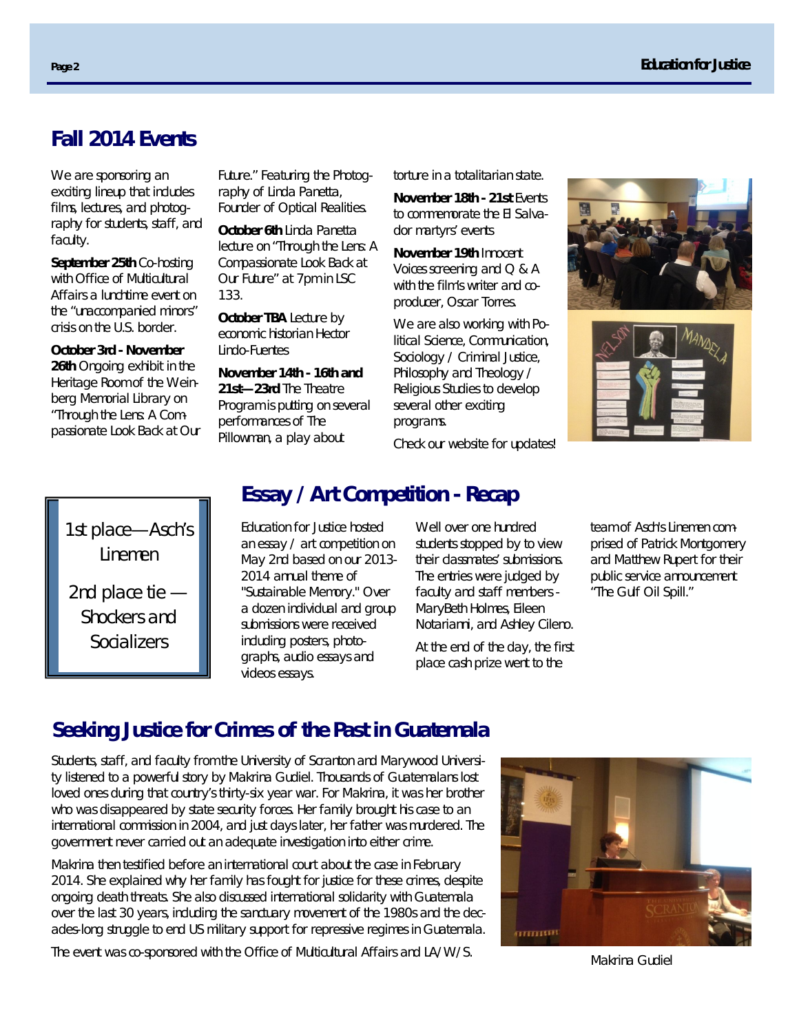## Fall 2014 Events

We are sponsoring an exciting lineup that includes films, lectures, and photography for students, staff, and faculty.

**September 25th** Co-hosting with Office of Multicultural Affairs a lunchtime event on the "unaccompanied minors" crisis on the U.S. border.

**October 3rd - November 26th** Ongoing exhibit in the Heritage Room of the Weinberg Memorial Library on "Through the Lens: A Compassionate Look Back at Our Future." Featuring the Photography of Linda Panetta, Founder of Optical Realities.

**October 6th** Linda Panetta lecture on "Through the Lens: A Compassionate Look Back at Our Future" at 7pm in LSC 133.

**October TBA** Lecture by economic historian Hector Lindo-Fuentes

**November 14th - 16th and 21st—23rd** The Theatre Program is putting on several performances of The Pillowman, a play about torture in a totalitarian state.

**November 18th - 21st** Events to commemorate the El Salvador martyrs' events

**November 19th** Innocent Voices screening and Q & A with the film's writer and co-producer, Oscar Torres.

We are also working with Political Science, Communication, Sociology / Criminal Justice, Philosophy and Theology / Religious Studies to develop several other exciting programs.

Check our website for updates!

## Essay / Art Competition - Recap

1st place—Asch's Linemen

2nd place tie — Shockers and Socializers

Education for Justice hosted an essay / art competition on May 2nd based on our 2013-2014 annual theme of "Sustainable Memory." Over a dozen individual and group submissions were received including posters, photographs, audio essays and videos essays.

Well over one hundred students stopped by to view their classmates' submissions. The entries were judged by faculty and staff members - MaryBeth Holmes, Eileen Notariami, and Ashley Cileno.

At the end of the day, the first place cash prize went to the team of Asch's Linemen comprised of Patrick Montgomery and Matthew Rupert for their public service announcement "The Gulf Oil Spill."

## Seeking Justice for Crimes of the Past in Guatemala

Students, staff, and faculty from the University of Scranton and Marywood University listened to a powerful story by Makrina Gudiel. Thousands of Guatemalans lost loved ones during that country's thirty-six year war. For Makrina, it was her brother who was disappeared by state security forces. Her family brought his case to an international commission in 2004, and just days later, her father was murdered. The government never carried out an adequate investigation into either crime.

Makrina then testified before an international court about the case in February 2014. She explained why her family has fought for justice for these crimes, despite ongoing death threats. She also discussed international solidarity with Guatemala over the last 30 years, including the sanctuary movement of the 1980s and the decades-long struggle to end US military support for repressive regimes in Guatemala.

The event was co-sponsored with the Office of Multicultural Affairs and LA/W/S.

Makrina Gudiel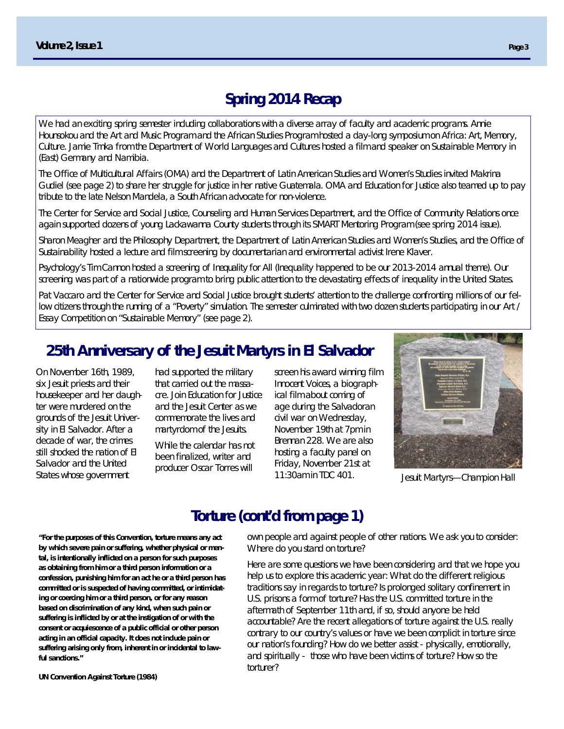## Spring 2014 Recap

We had an exciting spring semester including collaborations with a diverse array of faculty and academic programs. Annie Hounsokou and the Art and Music Program and the African Studies Program hosted a day-long symposium on Africa: Art, Memory, Culture. Jamie Trnka from the Department of World Languages and Cultures hosted a film and speaker on Sustainable Memory in (East) Germany and Namibia.

The Office of Multicultural Affairs (OMA) and the Department of Latin American Studies and Women's Studies invited Makrina Gudiel (see page 2) to share her struggle for justice in her native Guatemala. OMA and Education for Justice also teamed up to pay tribute to the late Nelson Mandela, a South African advocate for non-violence.

The Center for Service and Social Justice, Counseling and Human Services Department, and the Office of Community Relations once again supported dozens of young Lackawanna County students through its SMART Mentoring Program (see spring 2014 issue).

Sharon Meagher and the Philosophy Department, the Department of Latin American Studies and Women's Studies, and the Office of Sustainability hosted a lecture and film screening by documentarian and environmental activist Irene Klaver.

Psychology's Tim Cannon hosted a screening of Inequality for All (Inequality happened to be our 2013-2014 annual theme). Our screening was part of a nationwide program to bring public attention to the devastating effects of inequality in the United States.

Pat Vaccaro and the Center for Service and Social Justice brought students' attention to the challenge confronting millions of our fellow citizens through the running of a "Poverty" simulation. The semester culminated with two dozen students participating in our Art / Essay Competition on "Sustainable Memory" (see page 2).

## 25th Anniversary of the Jesuit Martyrs in El Salvador

On November 16th, 1989, six Jesuit priests and their housekeeper and her daughter were murdered on the grounds of the Jesuit University in El Salvador. After a decade of war, the crimes still shocked the nation of El Salvador and the United States whose government had supported the military that carried out the massacre. Join Education for Justice and the Jesuit Center as we commemorate the lives and martyrdom of the Jesuits.

While the calendar has not been finalized, writer and producer Oscar Torres will screen his award winning film *Innocent Voices*, a biographical film about coming of age during the Salvadoran civil war on Wednesday, November 19th at 7pm in Brennan 228. We are also hosting a faculty panel on Friday, November 21st at 11:30am in TDC 401.

Jesuit Martyrs—Champion Hall

## Torture (cont'd from page 1)

**"For the purposes of this Convention, torture means any act by which severe pain or suffering, whether physical or mental, is intentionally inflicted on a person for such purposes as obtaining from him or a third person information or a confession, punishing him for an act he or a third person has committed or is suspected of having committed, or intimidating or coercing him or a third person, or for any reason based on discrimination of any kind, when such pain or suffering is inflicted by or at the instigation of or with the consent or acquiescence of a public official or other person acting in an official capacity. It does not include pain or suffering arising only from, inherent in or incidental to lawful sanctions."**

**UN Convention Against Torture (1984)**

own people and against people of other nations. We ask you to consider: Where do you stand on torture?

Here are some questions we have been considering and that we hope you help us to explore this academic year: What do the different religious traditions say in regards to torture? Is prolonged solitary confinement in U.S. prisons a form of torture? Has the U.S. committed torture in the aftermath of September 11th and, if so, should anyone be held accountable? Are the recent allegations of torture against the U.S. really contrary to our country's values or have we been complicit in torture since our nation's founding? How do we better assist - physically, emotionally, and spiritually - those who have been victims of torture? How so the torturer?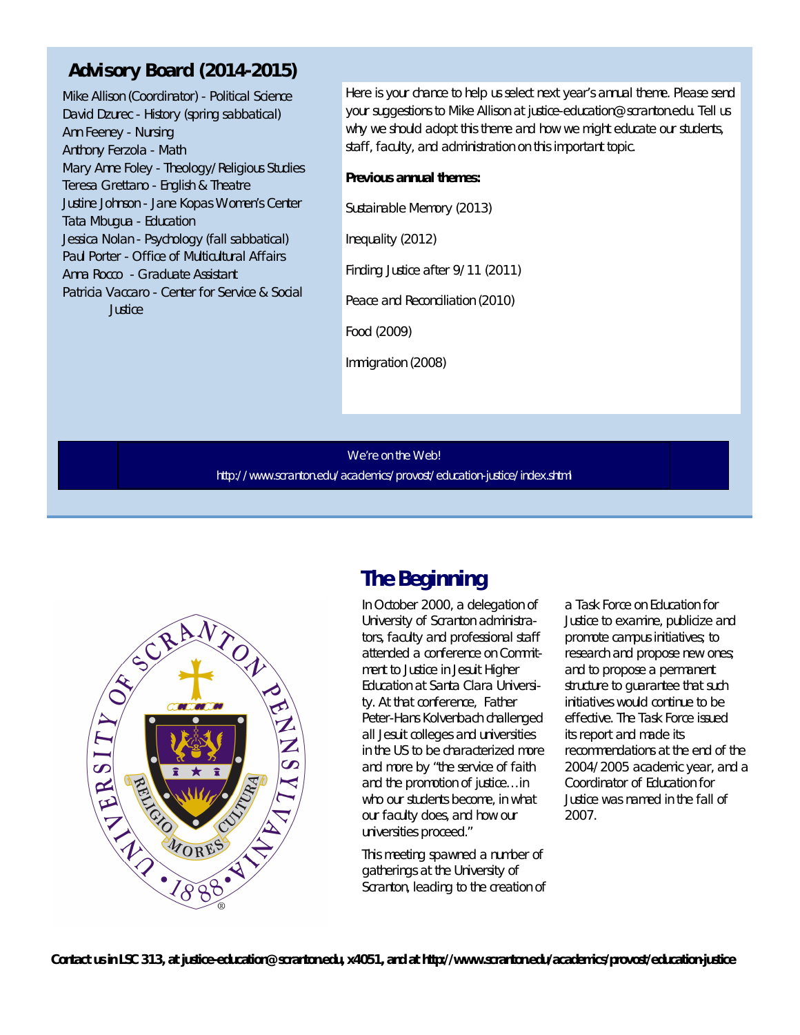## Advisory Board (2014-2015)

Mike Allison (Coordinator) - Political Science
David Dzurec - History (spring sabbatical)
Ann Feeney - Nursing
Anthony Ferzola - Math
Mary Anne Foley - Theology/Religious Studies
Teresa Grettano - English & Theatre
Justine Johnson - Jane Kopas Women's Center
Tata Mbugua - Education
Jessica Nolan - Psychology (fall sabbatical)
Paul Porter - Office of Multicultural Affairs
Anna Rocco - Graduate Assistant
Patricia Vaccaro - Center for Service & Social Justice

Here is your chance to help us select next year's annual theme. Please send your suggestions to Mike Allison at justice-education@scranton.edu. Tell us why we should adopt this theme and how we might educate our students, staff, faculty, and administration on this important topic.

**Previous annual themes:**

Sustainable Memory (2013)

Inequality (2012)

Finding Justice after 9/11 (2011)

Peace and Reconciliation (2010)

Food (2009)

Immigration (2008)

We're on the Web!
http://www.scranton.edu/academics/provost/education-justice/index.shtml

## The Beginning

In October 2000, a delegation of University of Scranton administrators, faculty and professional staff attended a conference on Commitment to Justice in Jesuit Higher Education at Santa Clara University. At that conference, Father Peter-Hans Kolvenbach challenged all Jesuit colleges and universities in the US to be characterized more and more by "the service of faith and the promotion of justice…in who our students become, in what our faculty does, and how our universities proceed."

This meeting spawned a number of gatherings at the University of Scranton, leading to the creation of a Task Force on Education for Justice to examine, publicize and promote campus initiatives; to research and propose new ones; and to propose a permanent structure to guarantee that such initiatives would continue to be effective. The Task Force issued its report and made its recommendations at the end of the 2004/2005 academic year, and a Coordinator of Education for Justice was named in the fall of 2007.

**Contact us in LSC 313, at justice-education@scranton.edu, x4051, and at http://www.scranton.edu/academics/provost/education-justice**